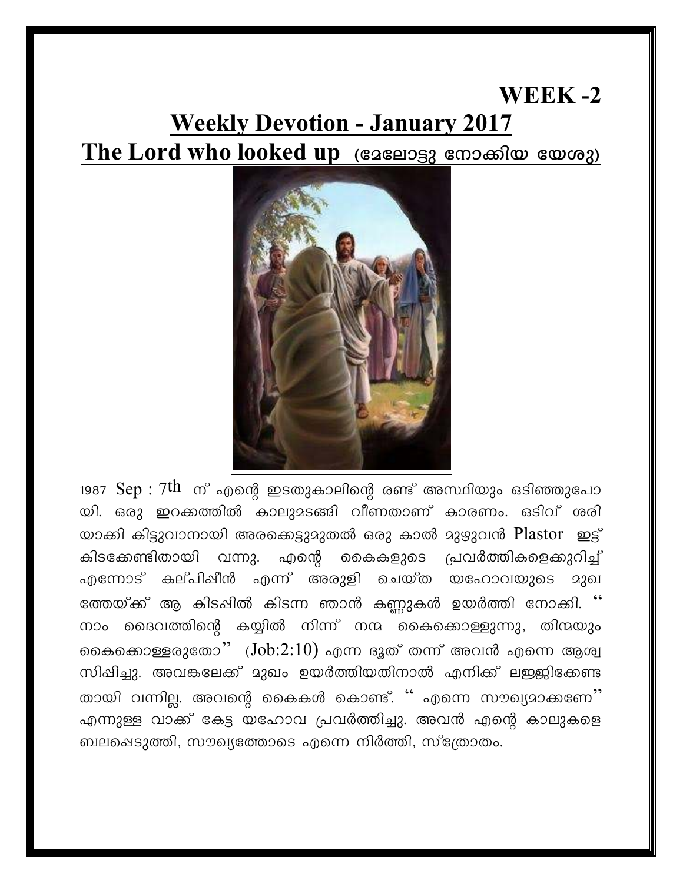# WEEK -2

## Weekly Devotion - January 2017

## The Lord who looked up (മേലോട്ടു നോക്കിയ യേശു)

1987 Sep : 7th ന് എന്റെ ഇടതുകാലിന്റെ രണ്ട് അസ്ഥിയും ഒടിഞ്ഞുപോയി. ഒരു ഇറക്കത്തിൽ കാലുമടങ്ങി വീണതാണ് കാരണം. ഒടിവ് ശരിയാക്കി കിട്ടുവാനായി അരക്കെട്ടുമുതൽ ഒരു കാൽ മുഴുവൻ Plastor ഇട്ട് കിടക്കേണ്ടിതായി വന്നു. എന്റെ കൈകളുടെ പ്രവർത്തികളെക്കുറിച്ച് എന്നോട് കല്പിപ്പീൻ എന്ന് അരുളി ചെയ്ത യഹോവയുടെ മുഖത്തേയ്ക്ക് ആ കിടപ്പിൽ കിടന്ന ഞാൻ കണ്ണുകൾ ഉയർത്തി നോക്കി. " നാം ദൈവത്തിന്റെ കയ്യിൽ നിന്ന് നന്മ കൈക്കൊള്ളുന്നു, തിന്മയും കൈക്കൊള്ളരുതോ" (Job:2:10) എന്ന ദൂത് തന്ന് അവൻ എന്നെ ആശ്വസിപ്പിച്ചു. അവങ്കലേക്ക് മുഖം ഉയർത്തിയതിനാൽ എനിക്ക് ലജ്ജിക്കേണ്ടതായി വന്നില്ല. അവന്റെ കൈകൾ കൊണ്ട്. " എന്നെ സൗഖ്യമാക്കണേ" എന്നുള്ള വാക്ക് കേട്ട യഹോവ പ്രവർത്തിച്ചു. അവൻ എന്റെ കാലുകളെ ബലപ്പെടുത്തി, സൗഖ്യത്തോടെ എന്നെ നിർത്തി, സ്ത്രോതം.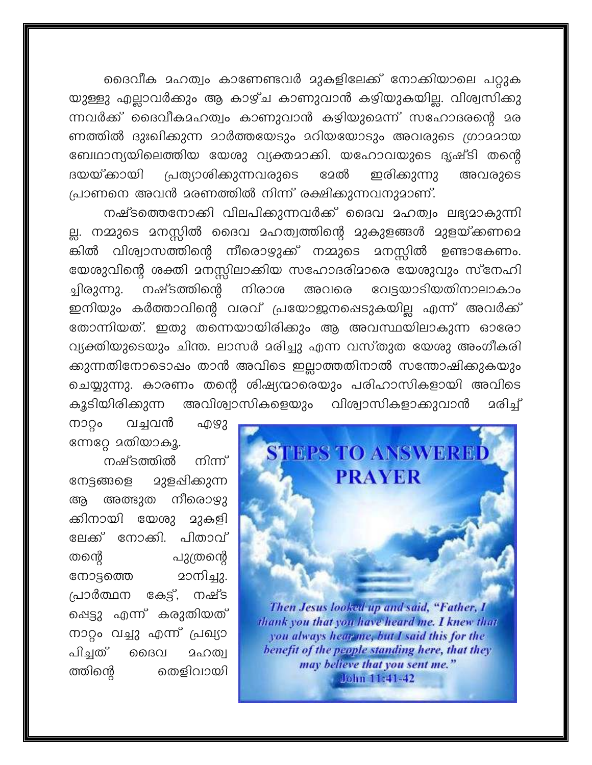ദൈവീക മഹത്വം കാണേണ്ടവർ മുകളിലേക്ക് നോക്കിയാലെ പറ്റുക യുള്ളു എല്ലാവർക്കും ആ കാഴ്ച കാണുവാൻ കഴിയുകയില്ല. വിശ്വസിക്കുന്നവർക്ക് ദൈവീകമഹത്വം കാണുവാൻ കഴിയുമെന്ന് സഹോദരന്റെ മരണത്തിൽ ദുഃഖിക്കുന്ന മാർത്തയോടും മറിയയോടും അവരുടെ ഗ്രാമമായ ബേഥാന്യയിലെത്തിയ യേശു വ്യക്തമാക്കി. യഹോവയുടെ ദൃഷ്ടി തന്റെ ദയയ്ക്കായി പ്രത്യാശിക്കുന്നവരുടെ മേൽ ഇരിക്കുന്നു അവരുടെ പ്രാണനെ അവൻ മരണത്തിൽ നിന്ന് രക്ഷിക്കുന്നവനുമാണ്.

നഷ്ടത്തെനോക്കി വിലപിക്കുന്നവർക്ക് ദൈവ മഹത്വം ലഭ്യമാകുന്നില്ല. നമ്മുടെ മനസ്സിൽ ദൈവ മഹത്വത്തിന്റെ മുകുളങ്ങൾ മുളയ്ക്കണമെങ്കിൽ വിശ്വാസത്തിന്റെ നീരൊഴുക്ക് നമ്മുടെ മനസ്സിൽ ഉണ്ടാകേണം. യേശുവിന്റെ ശക്തി മനസ്സിലാക്കിയ സഹോദരിമാരെ യേശുവും സ്നേഹിച്ചിരുന്നു. നഷ്ടത്തിന്റെ നിരാശ അവരെ വേട്ടയാടിയതിനാലാകാം ഇനിയും കർത്താവിന്റെ വരവ് പ്രയോജനപ്പെടുകയില്ല എന്ന് അവർക്ക് തോന്നിയത്. ഇതു തന്നെയായിരിക്കും ആ അവസ്ഥയിലാകുന്ന ഓരോ വ്യക്തിയുടെയും ചിന്ത. ലാസർ മരിച്ചു എന്ന വസ്തുത യേശു അംഗീകരിക്കുന്നതിനോടൊപ്പം താൻ അവിടെ ഇല്ലാത്തതിനാൽ സന്തോഷിക്കുകയും ചെയ്യുന്നു. കാരണം തന്റെ ശിഷ്യന്മാരെയും പരിഹാസികളായി അവിടെ കൂടിയിരിക്കുന്ന അവിശ്വാസികളെയും വിശ്വാസികളാക്കുവാൻ മരിച്ച് നാറ്റം വച്ചവൻ എഴുന്നേറ്റേ മതിയാകൂ.

നഷ്ടത്തിൽ നിന്ന് നേട്ടങ്ങളെ മുളപ്പിക്കുന്ന ആ അത്ഭുത നീരൊഴുക്കിനായി യേശു മുകളിലേക്ക് നോക്കി. പിതാവ് തന്റെ പുത്രന്റെ നോട്ടത്തെ മാനിച്ചു. പ്രാർത്ഥന കേട്ട്, നഷ്ടപ്പെട്ടു എന്ന് കരുതിയത് നാറ്റം വച്ചു എന്ന് പ്രഖ്യാപിച്ചത് ദൈവ മഹത്വത്തിന്റെ തെളിവായി

**STEPS TO ANSWERED PRAYER**

*Then Jesus looked up and said, "Father, I thank you that you have heard me. I knew that you always hear me, but I said this for the benefit of the people standing here, that they may believe that you sent me."*
John 11:41-42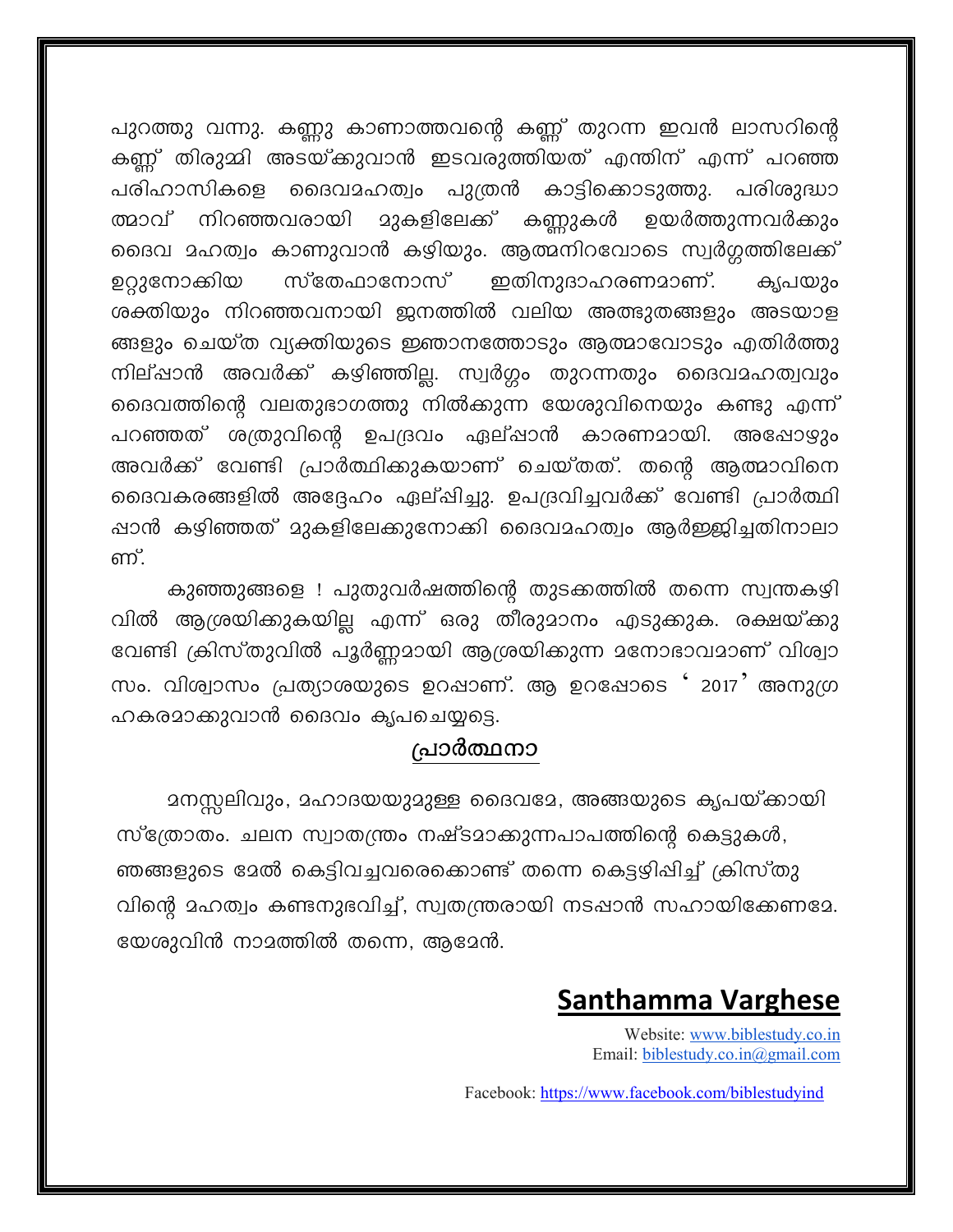പുറത്തു വന്നു. കണ്ണു കാണാത്തവന്റെ കണ്ണ് തുറന്ന ഇവൻ ലാസറിന്റെ കണ്ണ് തിരുമ്മി അടയ്ക്കുവാൻ ഇടവരുത്തിയത് എന്തിന് എന്ന് പറഞ്ഞ പരിഹാസികളെ ദൈവമഹത്വം പുത്രൻ കാട്ടികൊടുത്തു. പരിശുദ്ധാത്മാവ് നിറഞ്ഞവരായി മുകളിലേക്ക് കണ്ണുകൾ ഉയർത്തുന്നവർക്കും ദൈവ മഹത്വം കാണുവാൻ കഴിയും. ആത്മനിറവോടെ സ്വർഗ്ഗത്തിലേക്ക് ഉറ്റുനോക്കിയ സ്തേഫാനോസ് ഇതിനുദാഹരണമാണ്. കൃപയും ശക്തിയും നിറഞ്ഞവനായി ജനത്തിൽ വലിയ അത്ഭുതങ്ങളും അടയാളങ്ങളും ചെയ്ത വ്യക്തിയുടെ ജ്ഞാനത്തോടും ആത്മാവോടും എതിർത്തു നില്പാൻ അവർക്ക് കഴിഞ്ഞില്ല. സ്വർഗ്ഗം തുറന്നതും ദൈവമഹത്വവും ദൈവത്തിന്റെ വലതുഭാഗത്തു നിൽക്കുന്ന യേശുവിനെയും കണ്ടു എന്ന് പറഞ്ഞത് ശത്രുവിന്റെ ഉപദ്രവം ഏല്പാൻ കാരണമായി. അപ്പോഴും അവർക്ക് വേണ്ടി പ്രാർത്ഥിക്കുകയാണ് ചെയ്തത്. തന്റെ ആത്മാവിനെ ദൈവകരങ്ങളിൽ അദ്ദേഹം ഏല്പിച്ചു. ഉപദ്രവിച്ചവർക്ക് വേണ്ടി പ്രാർത്ഥിപ്പാൻ കഴിഞ്ഞത് മുകളിലേക്കുനോക്കി ദൈവമഹത്വം ആർജ്ജിച്ചതിനാലാണ്.

കുഞ്ഞുങ്ങളെ ! പുതുവർഷത്തിന്റെ തുടക്കത്തിൽ തന്നെ സ്വന്തകഴിവിൽ ആശ്രയിക്കുകയില്ല എന്ന് ഒരു തീരുമാനം എടുക്കുക. രക്ഷയ്ക്കു വേണ്ടി ക്രിസ്തുവിൽ പൂർണ്ണമായി ആശ്രയിക്കുന്ന മനോഭാവമാണ് വിശ്വാസം. വിശ്വാസം പ്രത്യാശയുടെ ഉറപ്പാണ്. ആ ഉറപ്പോടെ ' 2017 ' അനുഗ്രഹകരമാക്കുവാൻ ദൈവം കൃപചെയ്യട്ടെ.

## പ്രാർത്ഥന

മനസ്സലിവും, മഹാദയയുമുള്ള ദൈവമേ, അങ്ങയുടെ കൃപയ്ക്കായി സ്തോത്രം. ചലന സ്വാതന്ത്രം നഷ്ടമാക്കുന്നപാപത്തിന്റെ കെട്ടുകൾ, ഞങ്ങളുടെ മേൽ കെട്ടിവച്ചവരെക്കൊണ്ട് തന്നെ കെട്ടഴിപ്പിച്ച് ക്രിസ്തുവിന്റെ മഹത്വം കണ്ടനുഭവിച്ച്, സ്വതന്ത്രരായി നടപ്പാൻ സഹായിക്കേണമേ. യേശുവിൻ നാമത്തിൽ തന്നെ, ആമേൻ.

**Santhamma Varghese**

Website: www.biblestudy.co.in
Email: biblestudy.co.in@gmail.com

Facebook: https://www.facebook.com/biblestudyind